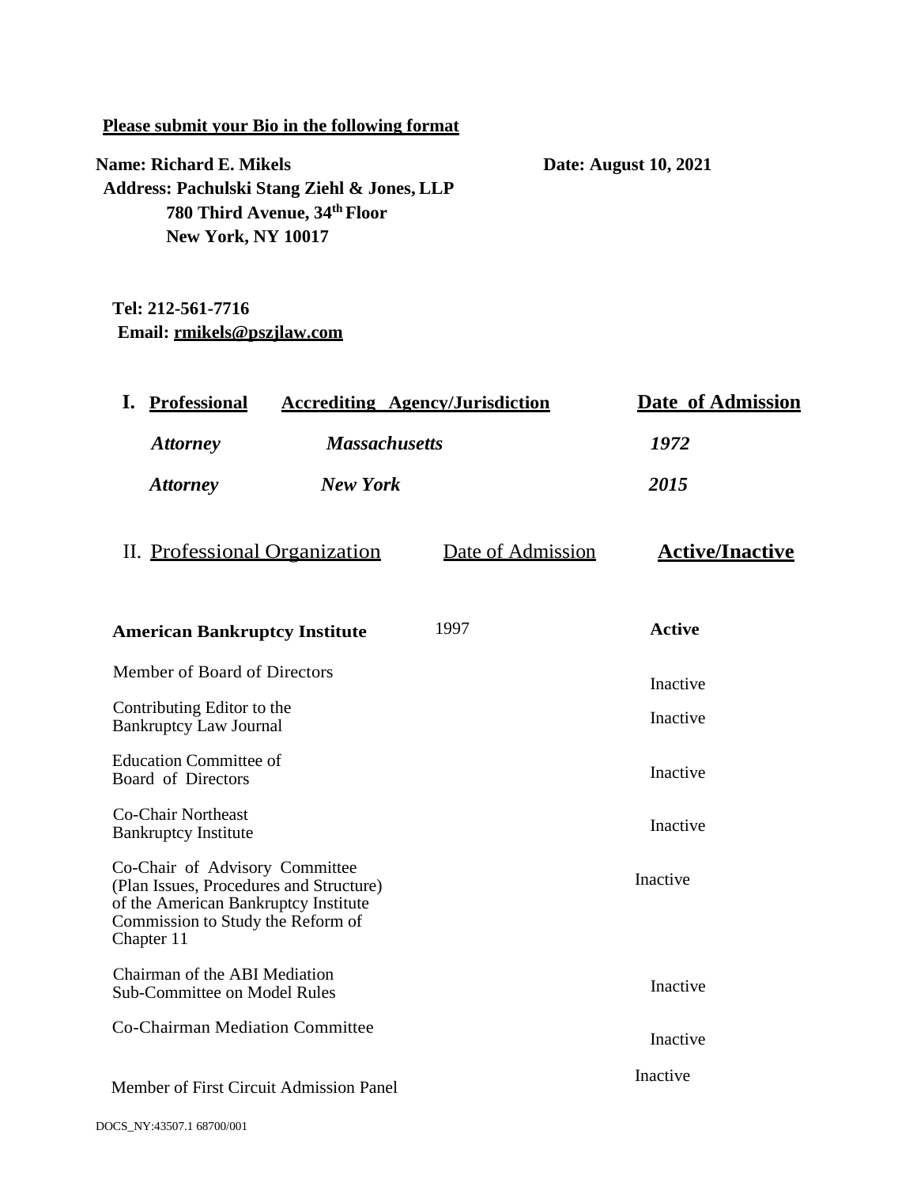**Please submit your Bio in the following format**

**Name: Richard E. Mikels** **Date: August 10, 2021**

**Address: Pachulski Stang Ziehl & Jones, LLP**
**780 Third Avenue, 34th Floor**
**New York, NY 10017**

**Tel: 212-561-7716**
**Email: rmikels@pszjlaw.com**

| **I. Professional** | **Accrediting Agency/Jurisdiction** | **Date of Admission** |
|---|---|---|
| ***Attorney*** | ***Massachusetts*** | ***1972*** |
| ***Attorney*** | ***New York*** | ***2015*** |

| II. Professional Organization | Date of Admission | **Active/Inactive** |
|---|---|---|
| **American Bankruptcy Institute** | 1997 | **Active** |
| Member of Board of Directors | | Inactive |
| Contributing Editor to the Bankruptcy Law Journal | | Inactive |
| Education Committee of Board of Directors | | Inactive |
| Co-Chair Northeast Bankruptcy Institute | | Inactive |
| Co-Chair of Advisory Committee (Plan Issues, Procedures and Structure) of the American Bankruptcy Institute Commission to Study the Reform of Chapter 11 | | Inactive |
| Chairman of the ABI Mediation Sub-Committee on Model Rules | | Inactive |
| Co-Chairman Mediation Committee | | Inactive |
| Member of First Circuit Admission Panel | | Inactive |

DOCS_NY:43507.1 68700/001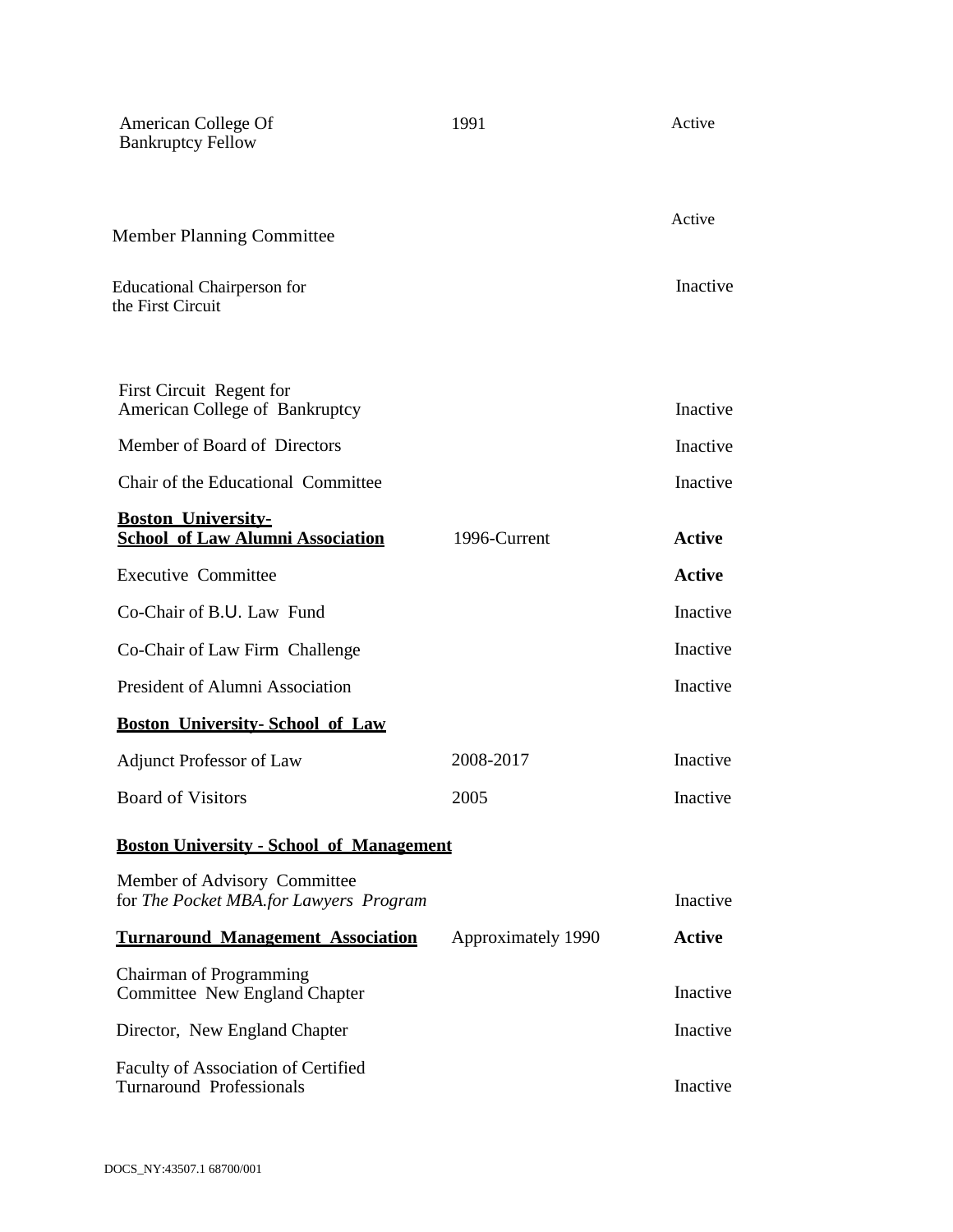| Organization / Position | Dates | Status |
|---|---|---|
| American College Of Bankruptcy Fellow | 1991 | Active |
| Member Planning Committee | | Active |
| Educational Chairperson for the First Circuit | | Inactive |
| First Circuit Regent for American College of Bankruptcy | | Inactive |
| Member of Board of Directors | | Inactive |
| Chair of the Educational Committee | | Inactive |
| **Boston University- School of Law Alumni Association** | 1996-Current | **Active** |
| Executive Committee | | **Active** |
| Co-Chair of B.U. Law Fund | | Inactive |
| Co-Chair of Law Firm Challenge | | Inactive |
| President of Alumni Association | | Inactive |
| **Boston University- School of Law** | | |
| Adjunct Professor of Law | 2008-2017 | Inactive |
| Board of Visitors | 2005 | Inactive |
| **Boston University - School of Management** | | |
| Member of Advisory Committee for *The Pocket MBA.for Lawyers Program* | | Inactive |
| **Turnaround Management Association** | Approximately 1990 | **Active** |
| Chairman of Programming Committee New England Chapter | | Inactive |
| Director, New England Chapter | | Inactive |
| Faculty of Association of Certified Turnaround Professionals | | Inactive |

DOCS_NY:43507.1 68700/001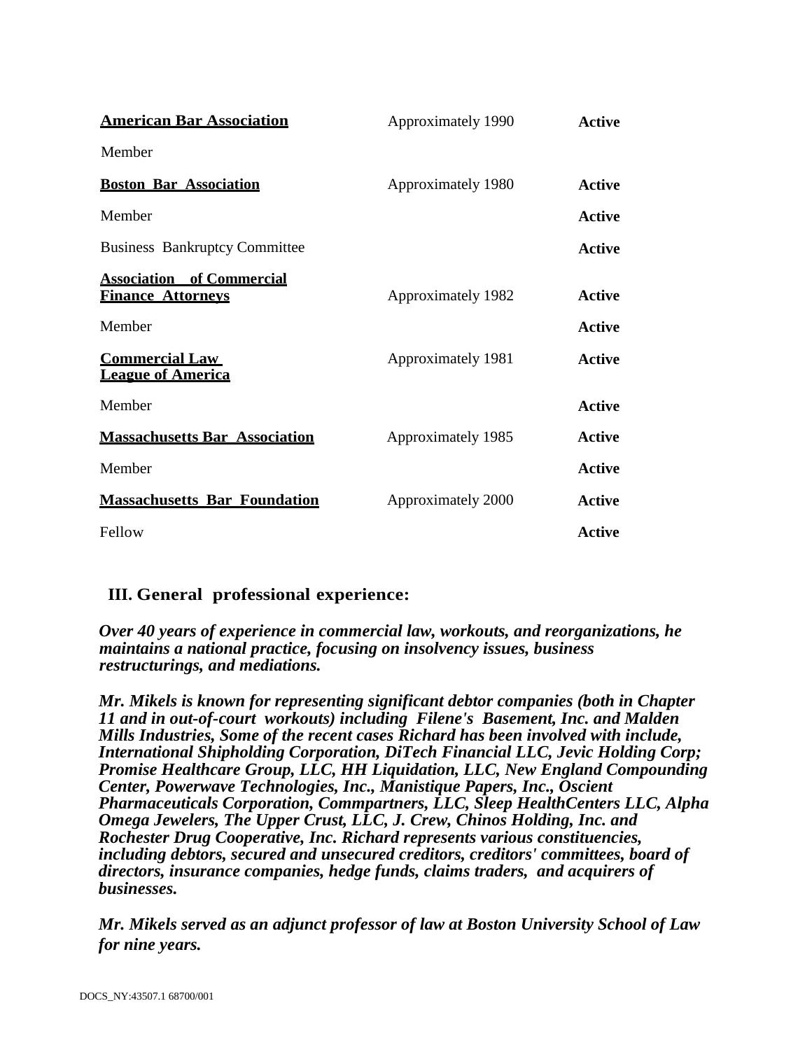| | | |
|---|---|---|
| **American Bar Association** | Approximately 1990 | **Active** |
| Member | | |
| **Boston Bar Association** | Approximately 1980 | **Active** |
| Member | | **Active** |
| Business Bankruptcy Committee | | **Active** |
| **Association of Commercial Finance Attorneys** | Approximately 1982 | **Active** |
| Member | | **Active** |
| **Commercial Law League of America** | Approximately 1981 | **Active** |
| Member | | **Active** |
| **Massachusetts Bar Association** | Approximately 1985 | **Active** |
| Member | | **Active** |
| **Massachusetts Bar Foundation** | Approximately 2000 | **Active** |
| Fellow | | **Active** |

## III. General professional experience:

***Over 40 years of experience in commercial law, workouts, and reorganizations, he maintains a national practice, focusing on insolvency issues, business restructurings, and mediations.***

***Mr. Mikels is known for representing significant debtor companies (both in Chapter 11 and in out-of-court workouts) including Filene's Basement, Inc. and Malden Mills Industries, Some of the recent cases Richard has been involved with include, International Shipholding Corporation, DiTech Financial LLC, Jevic Holding Corp; Promise Healthcare Group, LLC, HH Liquidation, LLC, New England Compounding Center, Powerwave Technologies, Inc., Manistique Papers, Inc., Oscient Pharmaceuticals Corporation, Commpartners, LLC, Sleep HealthCenters LLC, Alpha Omega Jewelers, The Upper Crust, LLC, J. Crew, Chinos Holding, Inc. and Rochester Drug Cooperative, Inc. Richard represents various constituencies, including debtors, secured and unsecured creditors, creditors' committees, board of directors, insurance companies, hedge funds, claims traders, and acquirers of businesses.***

***Mr. Mikels served as an adjunct professor of law at Boston University School of Law for nine years.***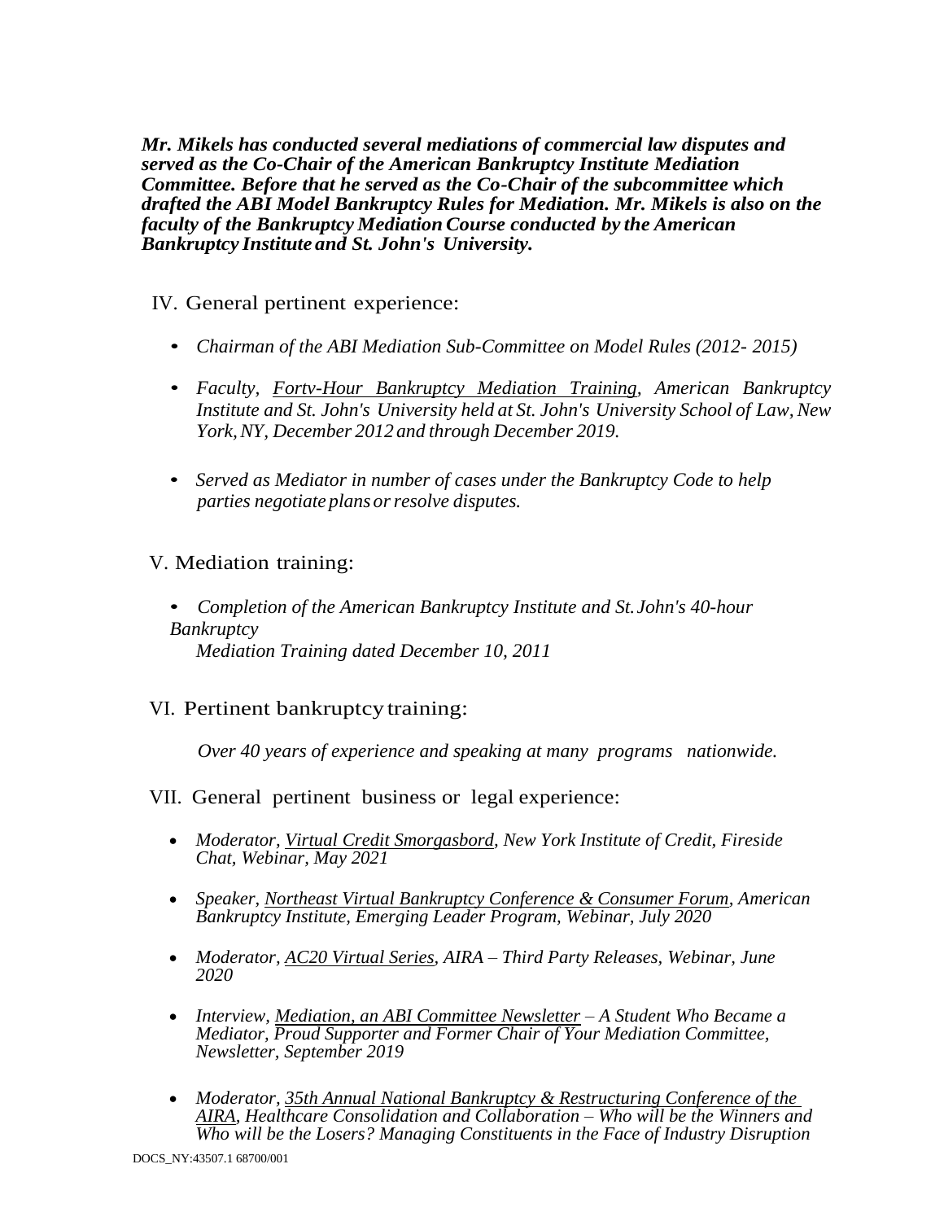***Mr. Mikels has conducted several mediations of commercial law disputes and served as the Co-Chair of the American Bankruptcy Institute Mediation Committee. Before that he served as the Co-Chair of the subcommittee which drafted the ABI Model Bankruptcy Rules for Mediation. Mr. Mikels is also on the faculty of the Bankruptcy Mediation Course conducted by the American Bankruptcy Institute and St. John's University.***

IV. General pertinent experience:

- *Chairman of the ABI Mediation Sub-Committee on Model Rules (2012- 2015)*
- *Faculty, Fortv-Hour Bankruptcy Mediation Training, American Bankruptcy Institute and St. John's University held at St. John's University School of Law, New York, NY, December 2012 and through December 2019.*
- *Served as Mediator in number of cases under the Bankruptcy Code to help parties negotiate plans or resolve disputes.*

V. Mediation training:

- *Completion of the American Bankruptcy Institute and St. John's 40-hour Bankruptcy Mediation Training dated December 10, 2011*

VI. Pertinent bankruptcy training:

*Over 40 years of experience and speaking at many programs nationwide.*

VII. General pertinent business or legal experience:

- *Moderator, Virtual Credit Smorgasbord, New York Institute of Credit, Fireside Chat, Webinar, May 2021*
- *Speaker, Northeast Virtual Bankruptcy Conference & Consumer Forum, American Bankruptcy Institute, Emerging Leader Program, Webinar, July 2020*
- *Moderator, AC20 Virtual Series, AIRA – Third Party Releases, Webinar, June 2020*
- *Interview, Mediation, an ABI Committee Newsletter – A Student Who Became a Mediator, Proud Supporter and Former Chair of Your Mediation Committee, Newsletter, September 2019*
- *Moderator, 35th Annual National Bankruptcy & Restructuring Conference of the AIRA, Healthcare Consolidation and Collaboration – Who will be the Winners and Who will be the Losers? Managing Constituents in the Face of Industry Disruption*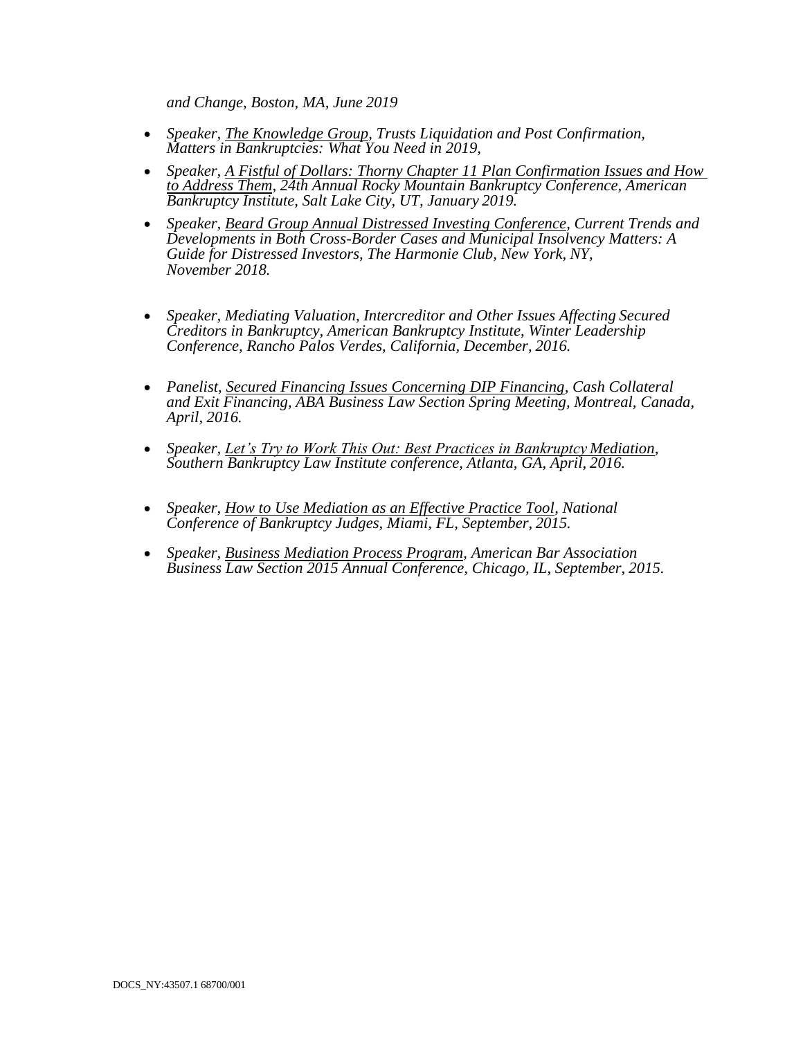*and Change, Boston, MA, June 2019*

- *Speaker, The Knowledge Group, Trusts Liquidation and Post Confirmation, Matters in Bankruptcies: What You Need in 2019,*
- *Speaker, A Fistful of Dollars: Thorny Chapter 11 Plan Confirmation Issues and How to Address Them, 24th Annual Rocky Mountain Bankruptcy Conference, American Bankruptcy Institute, Salt Lake City, UT, January 2019.*
- *Speaker, Beard Group Annual Distressed Investing Conference, Current Trends and Developments in Both Cross-Border Cases and Municipal Insolvency Matters: A Guide for Distressed Investors, The Harmonie Club, New York, NY, November 2018.*
- *Speaker, Mediating Valuation, Intercreditor and Other Issues Affecting Secured Creditors in Bankruptcy, American Bankruptcy Institute, Winter Leadership Conference, Rancho Palos Verdes, California, December, 2016.*
- *Panelist, Secured Financing Issues Concerning DIP Financing, Cash Collateral and Exit Financing, ABA Business Law Section Spring Meeting, Montreal, Canada, April, 2016.*
- *Speaker, Let's Try to Work This Out: Best Practices in Bankruptcy Mediation, Southern Bankruptcy Law Institute conference, Atlanta, GA, April, 2016.*
- *Speaker, How to Use Mediation as an Effective Practice Tool, National Conference of Bankruptcy Judges, Miami, FL, September, 2015.*
- *Speaker, Business Mediation Process Program, American Bar Association Business Law Section 2015 Annual Conference, Chicago, IL, September, 2015.*